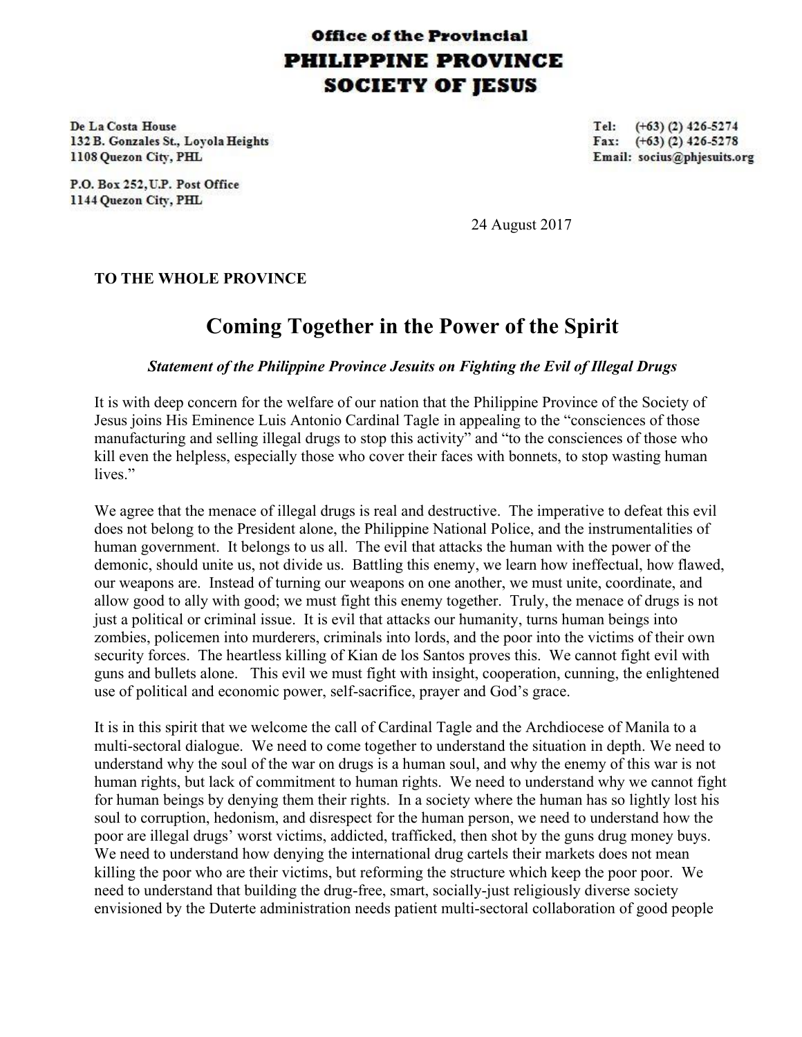**Office of the Provincial**
**PHILIPPINE PROVINCE**
**SOCIETY OF JESUS**

De La Costa House
132 B. Gonzales St., Loyola Heights
1108 Quezon City, PHL

P.O. Box 252, U.P. Post Office
1144 Quezon City, PHL

Tel: (+63) (2) 426-5274
Fax: (+63) (2) 426-5278
Email: socius@phjesuits.org

24 August 2017

**TO THE WHOLE PROVINCE**

# Coming Together in the Power of the Spirit

***Statement of the Philippine Province Jesuits on Fighting the Evil of Illegal Drugs***

It is with deep concern for the welfare of our nation that the Philippine Province of the Society of Jesus joins His Eminence Luis Antonio Cardinal Tagle in appealing to the "consciences of those manufacturing and selling illegal drugs to stop this activity" and "to the consciences of those who kill even the helpless, especially those who cover their faces with bonnets, to stop wasting human lives."

We agree that the menace of illegal drugs is real and destructive. The imperative to defeat this evil does not belong to the President alone, the Philippine National Police, and the instrumentalities of human government. It belongs to us all. The evil that attacks the human with the power of the demonic, should unite us, not divide us. Battling this enemy, we learn how ineffectual, how flawed, our weapons are. Instead of turning our weapons on one another, we must unite, coordinate, and allow good to ally with good; we must fight this enemy together. Truly, the menace of drugs is not just a political or criminal issue. It is evil that attacks our humanity, turns human beings into zombies, policemen into murderers, criminals into lords, and the poor into the victims of their own security forces. The heartless killing of Kian de los Santos proves this. We cannot fight evil with guns and bullets alone. This evil we must fight with insight, cooperation, cunning, the enlightened use of political and economic power, self-sacrifice, prayer and God's grace.

It is in this spirit that we welcome the call of Cardinal Tagle and the Archdiocese of Manila to a multi-sectoral dialogue. We need to come together to understand the situation in depth. We need to understand why the soul of the war on drugs is a human soul, and why the enemy of this war is not human rights, but lack of commitment to human rights. We need to understand why we cannot fight for human beings by denying them their rights. In a society where the human has so lightly lost his soul to corruption, hedonism, and disrespect for the human person, we need to understand how the poor are illegal drugs' worst victims, addicted, trafficked, then shot by the guns drug money buys. We need to understand how denying the international drug cartels their markets does not mean killing the poor who are their victims, but reforming the structure which keep the poor poor. We need to understand that building the drug-free, smart, socially-just religiously diverse society envisioned by the Duterte administration needs patient multi-sectoral collaboration of good people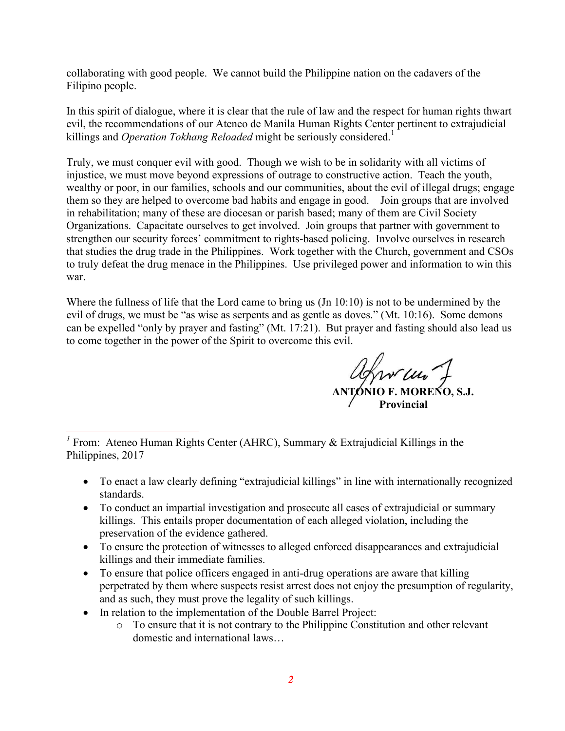collaborating with good people. We cannot build the Philippine nation on the cadavers of the Filipino people.

In this spirit of dialogue, where it is clear that the rule of law and the respect for human rights thwart evil, the recommendations of our Ateneo de Manila Human Rights Center pertinent to extrajudicial killings and *Operation Tokhang Reloaded* might be seriously considered.[1]

Truly, we must conquer evil with good. Though we wish to be in solidarity with all victims of injustice, we must move beyond expressions of outrage to constructive action. Teach the youth, wealthy or poor, in our families, schools and our communities, about the evil of illegal drugs; engage them so they are helped to overcome bad habits and engage in good. Join groups that are involved in rehabilitation; many of these are diocesan or parish based; many of them are Civil Society Organizations. Capacitate ourselves to get involved. Join groups that partner with government to strengthen our security forces' commitment to rights-based policing. Involve ourselves in research that studies the drug trade in the Philippines. Work together with the Church, government and CSOs to truly defeat the drug menace in the Philippines. Use privileged power and information to win this war.

Where the fullness of life that the Lord came to bring us (Jn 10:10) is not to be undermined by the evil of drugs, we must be "as wise as serpents and as gentle as doves." (Mt. 10:16). Some demons can be expelled "only by prayer and fasting" (Mt. 17:21). But prayer and fasting should also lead us to come together in the power of the Spirit to overcome this evil.

**ANTONIO F. MORENO, S.J.**
**Provincial**

---

[1] From: Ateneo Human Rights Center (AHRC), Summary & Extrajudicial Killings in the Philippines, 2017

- To enact a law clearly defining "extrajudicial killings" in line with internationally recognized standards.
- To conduct an impartial investigation and prosecute all cases of extrajudicial or summary killings. This entails proper documentation of each alleged violation, including the preservation of the evidence gathered.
- To ensure the protection of witnesses to alleged enforced disappearances and extrajudicial killings and their immediate families.
- To ensure that police officers engaged in anti-drug operations are aware that killing perpetrated by them where suspects resist arrest does not enjoy the presumption of regularity, and as such, they must prove the legality of such killings.
- In relation to the implementation of the Double Barrel Project:
  - To ensure that it is not contrary to the Philippine Constitution and other relevant domestic and international laws…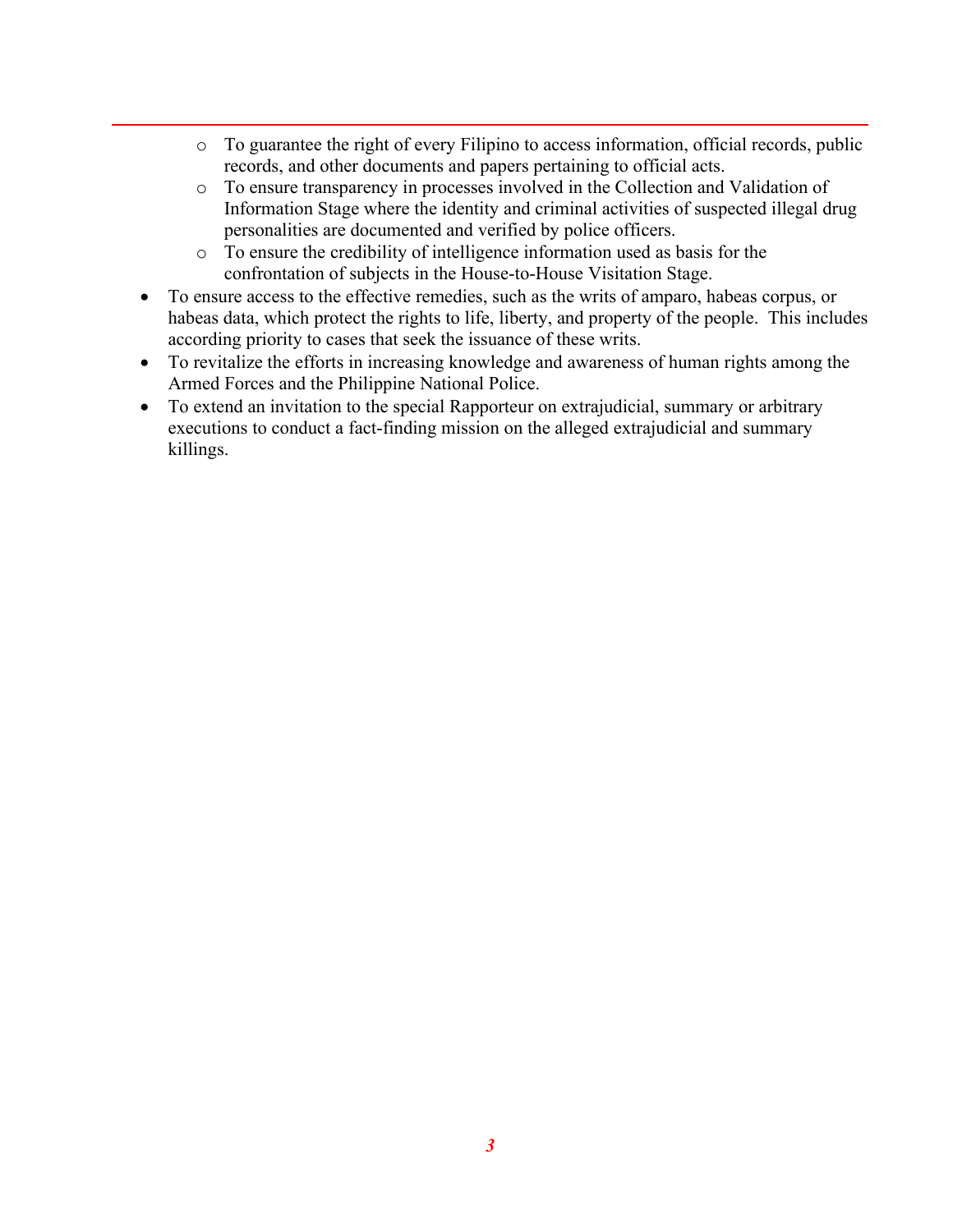- To guarantee the right of every Filipino to access information, official records, public records, and other documents and papers pertaining to official acts.
  - To ensure transparency in processes involved in the Collection and Validation of Information Stage where the identity and criminal activities of suspected illegal drug personalities are documented and verified by police officers.
  - To ensure the credibility of intelligence information used as basis for the confrontation of subjects in the House-to-House Visitation Stage.
- To ensure access to the effective remedies, such as the writs of amparo, habeas corpus, or habeas data, which protect the rights to life, liberty, and property of the people. This includes according priority to cases that seek the issuance of these writs.
- To revitalize the efforts in increasing knowledge and awareness of human rights among the Armed Forces and the Philippine National Police.
- To extend an invitation to the special Rapporteur on extrajudicial, summary or arbitrary executions to conduct a fact-finding mission on the alleged extrajudicial and summary killings.